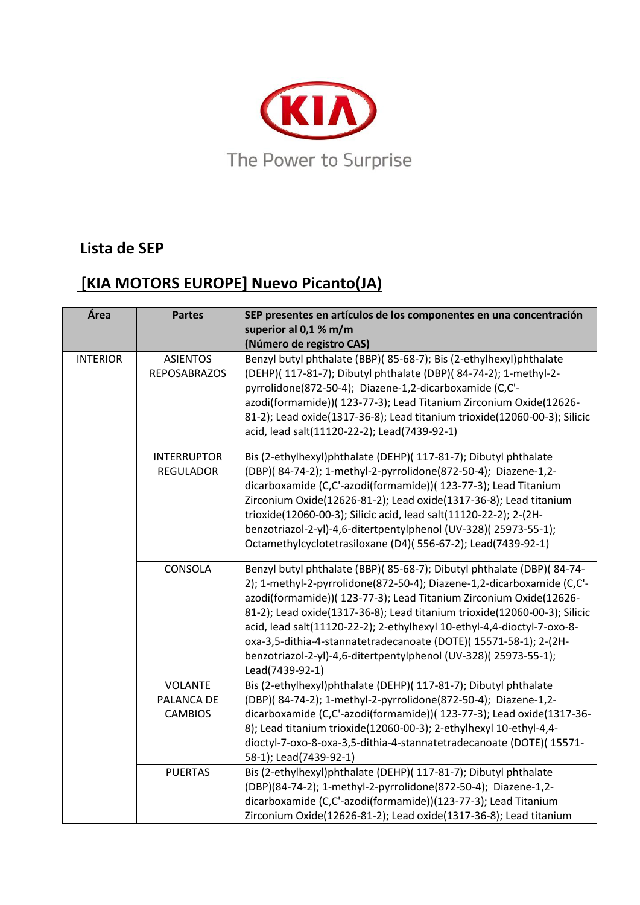The Power to Surprise

## Lista de SEP

## [KIA MOTORS EUROPE] Nuevo Picanto(JA)

| Área | Partes | SEP presentes en artículos de los componentes en una concentración superior al 0,1 % m/m (Número de registro CAS) |
|---|---|---|
| INTERIOR | ASIENTOS REPOSABRAZOS | Benzyl butyl phthalate (BBP)( 85-68-7); Bis (2-ethylhexyl)phthalate (DEHP)( 117-81-7); Dibutyl phthalate (DBP)( 84-74-2); 1-methyl-2-pyrrolidone(872-50-4); Diazene-1,2-dicarboxamide (C,C'-azodi(formamide))( 123-77-3); Lead Titanium Zirconium Oxide(12626-81-2); Lead oxide(1317-36-8); Lead titanium trioxide(12060-00-3); Silicic acid, lead salt(11120-22-2); Lead(7439-92-1) |
| | INTERRUPTOR REGULADOR | Bis (2-ethylhexyl)phthalate (DEHP)( 117-81-7); Dibutyl phthalate (DBP)( 84-74-2); 1-methyl-2-pyrrolidone(872-50-4); Diazene-1,2-dicarboxamide (C,C'-azodi(formamide))( 123-77-3); Lead Titanium Zirconium Oxide(12626-81-2); Lead oxide(1317-36-8); Lead titanium trioxide(12060-00-3); Silicic acid, lead salt(11120-22-2); 2-(2H-benzotriazol-2-yl)-4,6-ditertpentylphenol (UV-328)( 25973-55-1); Octamethylcyclotetrasiloxane (D4)( 556-67-2); Lead(7439-92-1) |
| | CONSOLA | Benzyl butyl phthalate (BBP)( 85-68-7); Dibutyl phthalate (DBP)( 84-74-2); 1-methyl-2-pyrrolidone(872-50-4); Diazene-1,2-dicarboxamide (C,C'-azodi(formamide))( 123-77-3); Lead Titanium Zirconium Oxide(12626-81-2); Lead oxide(1317-36-8); Lead titanium trioxide(12060-00-3); Silicic acid, lead salt(11120-22-2); 2-ethylhexyl 10-ethyl-4,4-dioctyl-7-oxo-8-oxa-3,5-dithia-4-stannatetradecanoate (DOTE)( 15571-58-1); 2-(2H-benzotriazol-2-yl)-4,6-ditertpentylphenol (UV-328)( 25973-55-1); Lead(7439-92-1) |
| | VOLANTE PALANCA DE CAMBIOS | Bis (2-ethylhexyl)phthalate (DEHP)( 117-81-7); Dibutyl phthalate (DBP)( 84-74-2); 1-methyl-2-pyrrolidone(872-50-4); Diazene-1,2-dicarboxamide (C,C'-azodi(formamide))( 123-77-3); Lead oxide(1317-36-8); Lead titanium trioxide(12060-00-3); 2-ethylhexyl 10-ethyl-4,4-dioctyl-7-oxo-8-oxa-3,5-dithia-4-stannatetradecanoate (DOTE)( 15571-58-1); Lead(7439-92-1) |
| | PUERTAS | Bis (2-ethylhexyl)phthalate (DEHP)( 117-81-7); Dibutyl phthalate (DBP)(84-74-2); 1-methyl-2-pyrrolidone(872-50-4); Diazene-1,2-dicarboxamide (C,C'-azodi(formamide))(123-77-3); Lead Titanium Zirconium Oxide(12626-81-2); Lead oxide(1317-36-8); Lead titanium |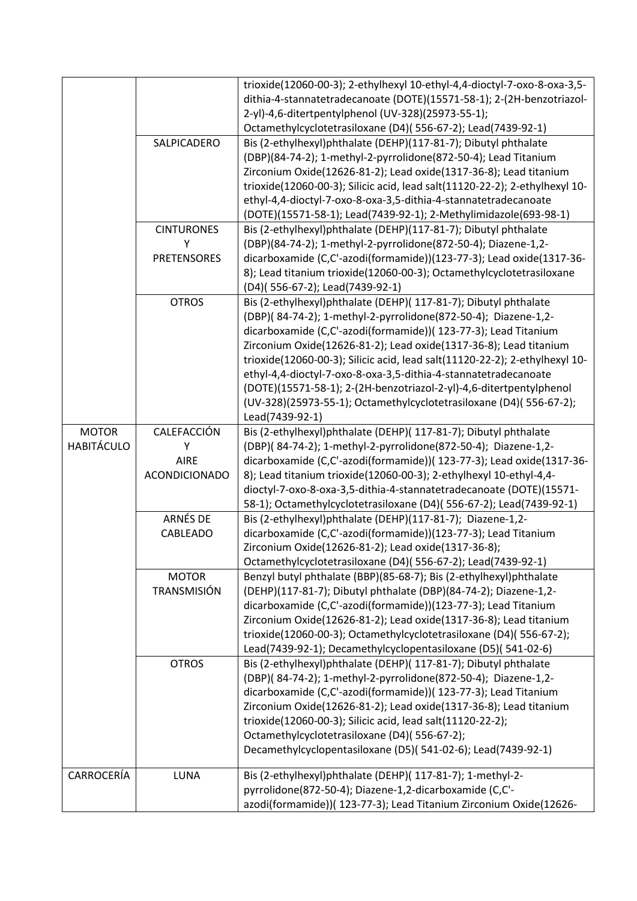| | | |
|---|---|---|
| | | trioxide(12060-00-3); 2-ethylhexyl 10-ethyl-4,4-dioctyl-7-oxo-8-oxa-3,5-dithia-4-stannatetradecanoate (DOTE)(15571-58-1); 2-(2H-benzotriazol-2-yl)-4,6-ditertpentylphenol (UV-328)(25973-55-1); Octamethylcyclotetrasiloxane (D4)( 556-67-2); Lead(7439-92-1) |
| | SALPICADERO | Bis (2-ethylhexyl)phthalate (DEHP)(117-81-7); Dibutyl phthalate (DBP)(84-74-2); 1-methyl-2-pyrrolidone(872-50-4); Lead Titanium Zirconium Oxide(12626-81-2); Lead oxide(1317-36-8); Lead titanium trioxide(12060-00-3); Silicic acid, lead salt(11120-22-2); 2-ethylhexyl 10-ethyl-4,4-dioctyl-7-oxo-8-oxa-3,5-dithia-4-stannatetradecanoate (DOTE)(15571-58-1); Lead(7439-92-1); 2-Methylimidazole(693-98-1) |
| | CINTURONES Y PRETENSORES | Bis (2-ethylhexyl)phthalate (DEHP)(117-81-7); Dibutyl phthalate (DBP)(84-74-2); 1-methyl-2-pyrrolidone(872-50-4); Diazene-1,2-dicarboxamide (C,C'-azodi(formamide))(123-77-3); Lead oxide(1317-36-8); Lead titanium trioxide(12060-00-3); Octamethylcyclotetrasiloxane (D4)( 556-67-2); Lead(7439-92-1) |
| | OTROS | Bis (2-ethylhexyl)phthalate (DEHP)( 117-81-7); Dibutyl phthalate (DBP)( 84-74-2); 1-methyl-2-pyrrolidone(872-50-4); Diazene-1,2-dicarboxamide (C,C'-azodi(formamide))( 123-77-3); Lead Titanium Zirconium Oxide(12626-81-2); Lead oxide(1317-36-8); Lead titanium trioxide(12060-00-3); Silicic acid, lead salt(11120-22-2); 2-ethylhexyl 10-ethyl-4,4-dioctyl-7-oxo-8-oxa-3,5-dithia-4-stannatetradecanoate (DOTE)(15571-58-1); 2-(2H-benzotriazol-2-yl)-4,6-ditertpentylphenol (UV-328)(25973-55-1); Octamethylcyclotetrasiloxane (D4)( 556-67-2); Lead(7439-92-1) |
| MOTOR HABITÁCULO | CALEFACCIÓN Y AIRE ACONDICIONADO | Bis (2-ethylhexyl)phthalate (DEHP)( 117-81-7); Dibutyl phthalate (DBP)( 84-74-2); 1-methyl-2-pyrrolidone(872-50-4); Diazene-1,2-dicarboxamide (C,C'-azodi(formamide))( 123-77-3); Lead oxide(1317-36-8); Lead titanium trioxide(12060-00-3); 2-ethylhexyl 10-ethyl-4,4-dioctyl-7-oxo-8-oxa-3,5-dithia-4-stannatetradecanoate (DOTE)(15571-58-1); Octamethylcyclotetrasiloxane (D4)( 556-67-2); Lead(7439-92-1) |
| | ARNÉS DE CABLEADO | Bis (2-ethylhexyl)phthalate (DEHP)(117-81-7); Diazene-1,2-dicarboxamide (C,C'-azodi(formamide))(123-77-3); Lead Titanium Zirconium Oxide(12626-81-2); Lead oxide(1317-36-8); Octamethylcyclotetrasiloxane (D4)( 556-67-2); Lead(7439-92-1) |
| | MOTOR TRANSMISIÓN | Benzyl butyl phthalate (BBP)(85-68-7); Bis (2-ethylhexyl)phthalate (DEHP)(117-81-7); Dibutyl phthalate (DBP)(84-74-2); Diazene-1,2-dicarboxamide (C,C'-azodi(formamide))(123-77-3); Lead Titanium Zirconium Oxide(12626-81-2); Lead oxide(1317-36-8); Lead titanium trioxide(12060-00-3); Octamethylcyclotetrasiloxane (D4)( 556-67-2); Lead(7439-92-1); Decamethylcyclopentasiloxane (D5)( 541-02-6) |
| | OTROS | Bis (2-ethylhexyl)phthalate (DEHP)( 117-81-7); Dibutyl phthalate (DBP)( 84-74-2); 1-methyl-2-pyrrolidone(872-50-4); Diazene-1,2-dicarboxamide (C,C'-azodi(formamide))( 123-77-3); Lead Titanium Zirconium Oxide(12626-81-2); Lead oxide(1317-36-8); Lead titanium trioxide(12060-00-3); Silicic acid, lead salt(11120-22-2); Octamethylcyclotetrasiloxane (D4)( 556-67-2); Decamethylcyclopentasiloxane (D5)( 541-02-6); Lead(7439-92-1) |
| CARROCERÍA | LUNA | Bis (2-ethylhexyl)phthalate (DEHP)( 117-81-7); 1-methyl-2-pyrrolidone(872-50-4); Diazene-1,2-dicarboxamide (C,C'-azodi(formamide))( 123-77-3); Lead Titanium Zirconium Oxide(12626- |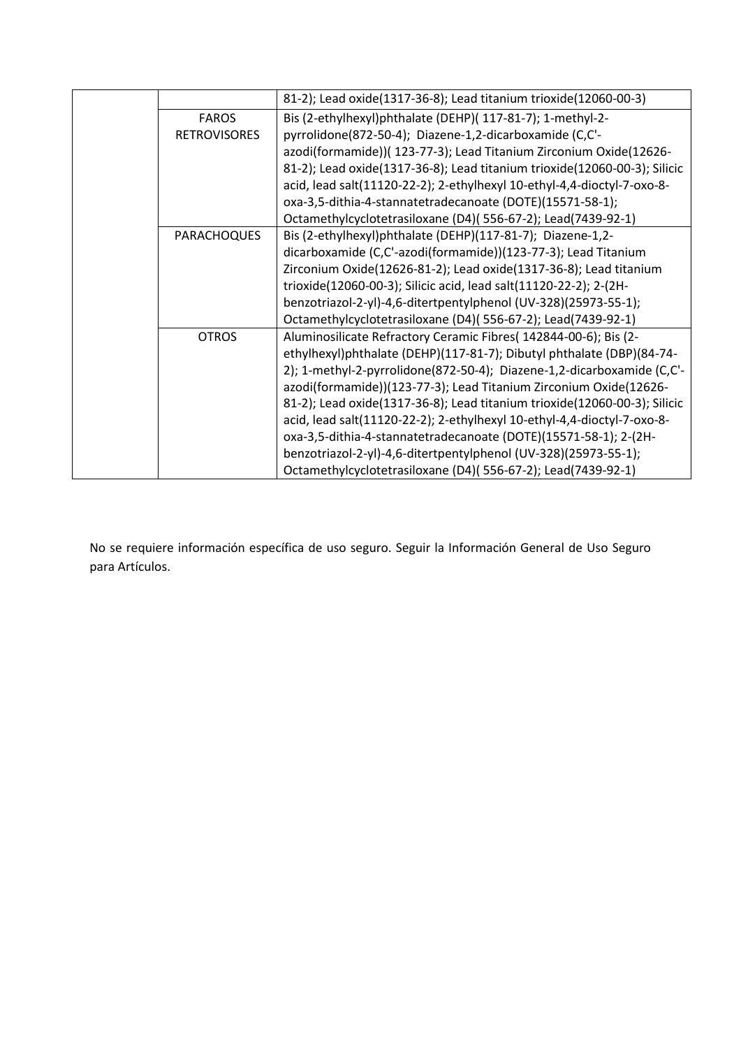| | | |
|---|---|---|
| | | 81-2); Lead oxide(1317-36-8); Lead titanium trioxide(12060-00-3) |
| | FAROS RETROVISORES | Bis (2-ethylhexyl)phthalate (DEHP)( 117-81-7); 1-methyl-2-pyrrolidone(872-50-4); Diazene-1,2-dicarboxamide (C,C'-azodi(formamide))( 123-77-3); Lead Titanium Zirconium Oxide(12626-81-2); Lead oxide(1317-36-8); Lead titanium trioxide(12060-00-3); Silicic acid, lead salt(11120-22-2); 2-ethylhexyl 10-ethyl-4,4-dioctyl-7-oxo-8-oxa-3,5-dithia-4-stannatetradecanoate (DOTE)(15571-58-1); Octamethylcyclotetrasiloxane (D4)( 556-67-2); Lead(7439-92-1) |
| | PARACHOQUES | Bis (2-ethylhexyl)phthalate (DEHP)(117-81-7); Diazene-1,2-dicarboxamide (C,C'-azodi(formamide))(123-77-3); Lead Titanium Zirconium Oxide(12626-81-2); Lead oxide(1317-36-8); Lead titanium trioxide(12060-00-3); Silicic acid, lead salt(11120-22-2); 2-(2H-benzotriazol-2-yl)-4,6-ditertpentylphenol (UV-328)(25973-55-1); Octamethylcyclotetrasiloxane (D4)( 556-67-2); Lead(7439-92-1) |
| | OTROS | Aluminosilicate Refractory Ceramic Fibres( 142844-00-6); Bis (2-ethylhexyl)phthalate (DEHP)(117-81-7); Dibutyl phthalate (DBP)(84-74-2); 1-methyl-2-pyrrolidone(872-50-4); Diazene-1,2-dicarboxamide (C,C'-azodi(formamide))(123-77-3); Lead Titanium Zirconium Oxide(12626-81-2); Lead oxide(1317-36-8); Lead titanium trioxide(12060-00-3); Silicic acid, lead salt(11120-22-2); 2-ethylhexyl 10-ethyl-4,4-dioctyl-7-oxo-8-oxa-3,5-dithia-4-stannatetradecanoate (DOTE)(15571-58-1); 2-(2H-benzotriazol-2-yl)-4,6-ditertpentylphenol (UV-328)(25973-55-1); Octamethylcyclotetrasiloxane (D4)( 556-67-2); Lead(7439-92-1) |

No se requiere información específica de uso seguro. Seguir la Información General de Uso Seguro para Artículos.